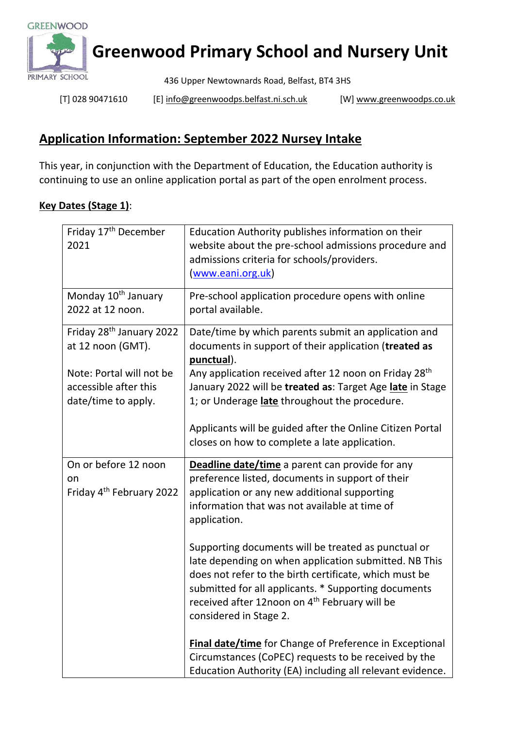# Greenwood Primary School and Nursery Unit

GREENWOOD PRIMARY SCHOOL

436 Upper Newtownards Road, Belfast, BT4 3HS

[T] 028 90471610 [E] info@greenwoodps.belfast.ni.sch.uk [W] www.greenwoodps.co.uk

## Application Information: September 2022 Nursey Intake

This year, in conjunction with the Department of Education, the Education authority is continuing to use an online application portal as part of the open enrolment process.

**Key Dates (Stage 1)**:

| Date | Details |
| --- | --- |
| Friday 17th December 2021 | Education Authority publishes information on their website about the pre-school admissions procedure and admissions criteria for schools/providers. (www.eani.org.uk) |
| Monday 10th January 2022 at 12 noon. | Pre-school application procedure opens with online portal available. |
| Friday 28th January 2022 at 12 noon (GMT).<br><br>Note: Portal will not be accessible after this date/time to apply. | Date/time by which parents submit an application and documents in support of their application (**treated as punctual**).<br>Any application received after 12 noon on Friday 28th January 2022 will be **treated as**: Target Age **late** in Stage 1; or Underage **late** throughout the procedure.<br><br>Applicants will be guided after the Online Citizen Portal closes on how to complete a late application. |
| On or before 12 noon on Friday 4th February 2022 | **Deadline date/time** a parent can provide for any preference listed, documents in support of their application or any new additional supporting information that was not available at time of application.<br><br>Supporting documents will be treated as punctual or late depending on when application submitted. NB This does not refer to the birth certificate, which must be submitted for all applicants. * Supporting documents received after 12noon on 4th February will be considered in Stage 2.<br><br>**Final date/time** for Change of Preference in Exceptional Circumstances (CoPEC) requests to be received by the Education Authority (EA) including all relevant evidence. |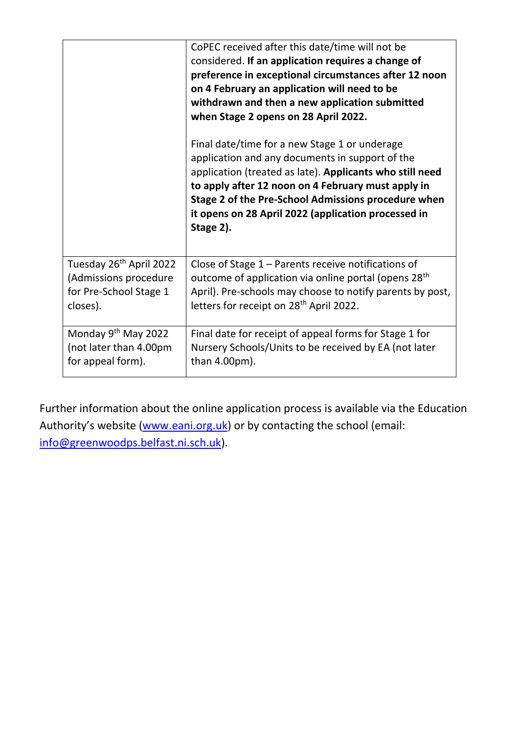| | |
|---|---|
| | CoPEC received after this date/time will not be considered. **If an application requires a change of preference in exceptional circumstances after 12 noon on 4 February an application will need to be withdrawn and then a new application submitted when Stage 2 opens on 28 April 2022.**<br><br>Final date/time for a new Stage 1 or underage application and any documents in support of the application (treated as late). **Applicants who still need to apply after 12 noon on 4 February must apply in Stage 2 of the Pre-School Admissions procedure when it opens on 28 April 2022 (application processed in Stage 2).** |
| Tuesday 26th April 2022 (Admissions procedure for Pre-School Stage 1 closes). | Close of Stage 1 – Parents receive notifications of outcome of application via online portal (opens 28th April). Pre-schools may choose to notify parents by post, letters for receipt on 28th April 2022. |
| Monday 9th May 2022 (not later than 4.00pm for appeal form). | Final date for receipt of appeal forms for Stage 1 for Nursery Schools/Units to be received by EA (not later than 4.00pm). |

Further information about the online application process is available via the Education Authority's website (www.eani.org.uk) or by contacting the school (email: info@greenwoodps.belfast.ni.sch.uk).